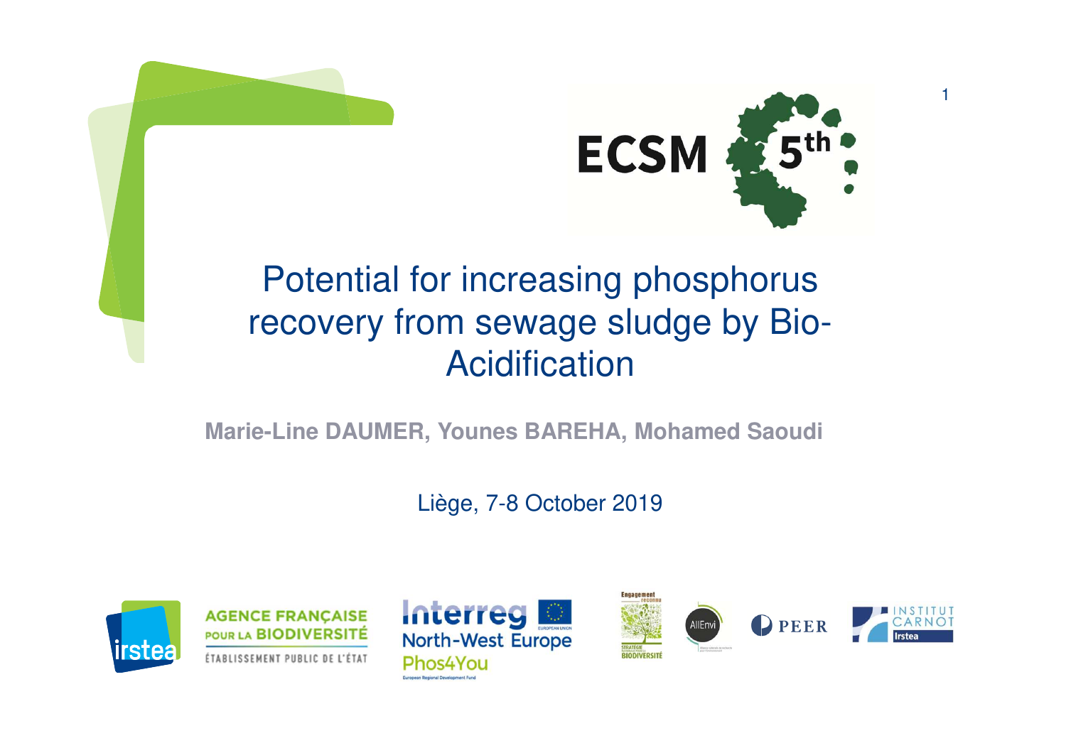ECSM 5th

# Potential for increasing phosphorus recovery from sewage sludge by Bio-Acidification

**Marie-Line DAUMER, Younes BAREHA, Mohamed Saoudi**

Liège, 7-8 October 2019

irstea — AGENCE FRANÇAISE POUR LA BIODIVERSITÉ, ÉTABLISSEMENT PUBLIC DE L'ÉTAT — Interreg North-West Europe Phos4You, European Regional Development Fund — Engagement reconnu, Stratégie nationale pour la biodiversité — AllEnvi — PEER — INSTITUT CARNOT Irstea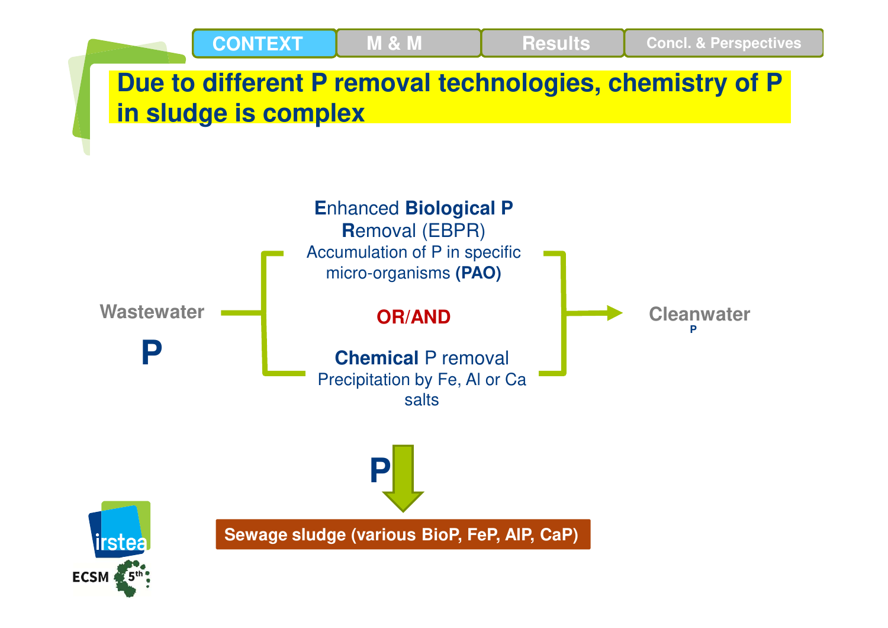CONTEXT | M & M | Results | Concl. & Perspectives

# Due to different P removal technologies, chemistry of P in sludge is complex

Wastewater

**P**

**E**nhanced **Biological P** **R**emoval (EBPR)
Accumulation of P in specific micro-organisms **(PAO)**

**OR/AND**

**Chemical** P removal
Precipitation by Fe, Al or Ca salts

Cleanwater
P

**P**

**Sewage sludge (various BioP, FeP, AlP, CaP)**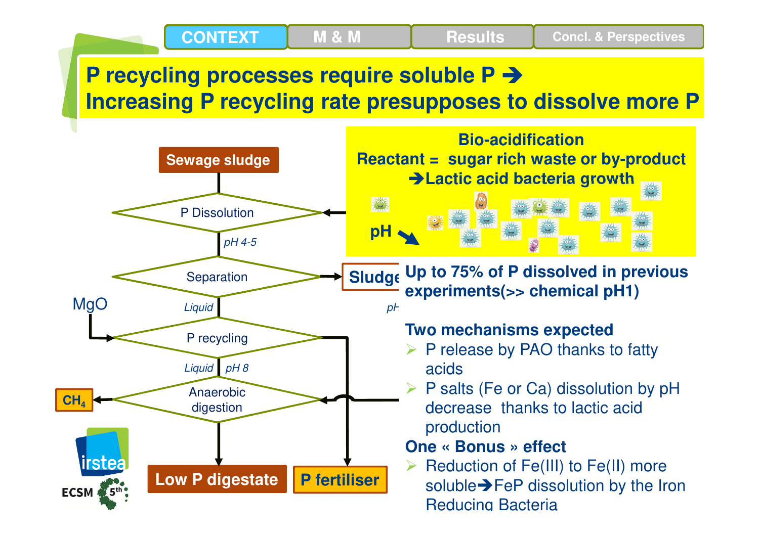CONTEXT | M & M | Results | Concl. & Perspectives

# P recycling processes require soluble P ➔ Increasing P recycling rate presupposes to dissolve more P

**Bio-acidification**
**Reactant = sugar rich waste or by-product**
**➔Lactic acid bacteria growth**

**pH ↘**

Sewage sludge → P Dissolution → (pH 4-5) → Separation → Sludge (pH...)

Separation → Liquid → P recycling (MgO) → Liquid, pH 8 → Anaerobic digestion → $CH_4$

Anaerobic digestion → Low P digestate

P recycling → P fertiliser

**Up to 75% of P dissolved in previous experiments(>> chemical pH1)**

**Two mechanisms expected**

- P release by PAO thanks to fatty acids
- P salts (Fe or Ca) dissolution by pH decrease thanks to lactic acid production

**One « Bonus » effect**

- Reduction of Fe(III) to Fe(II) more soluble➔FeP dissolution by the Iron Reducing Bacteria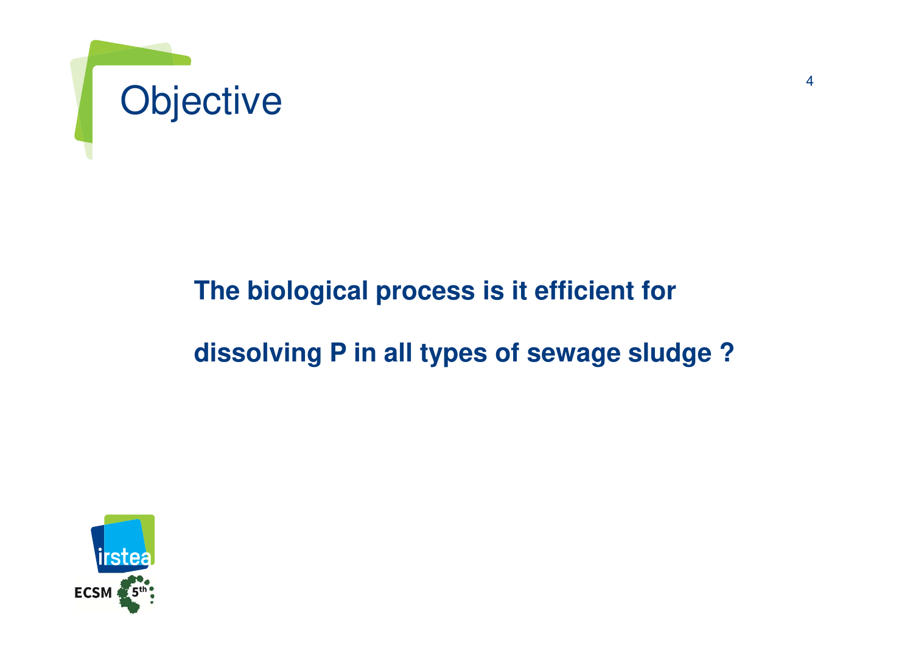# Objective

**The biological process is it efficient for dissolving P in all types of sewage sludge ?**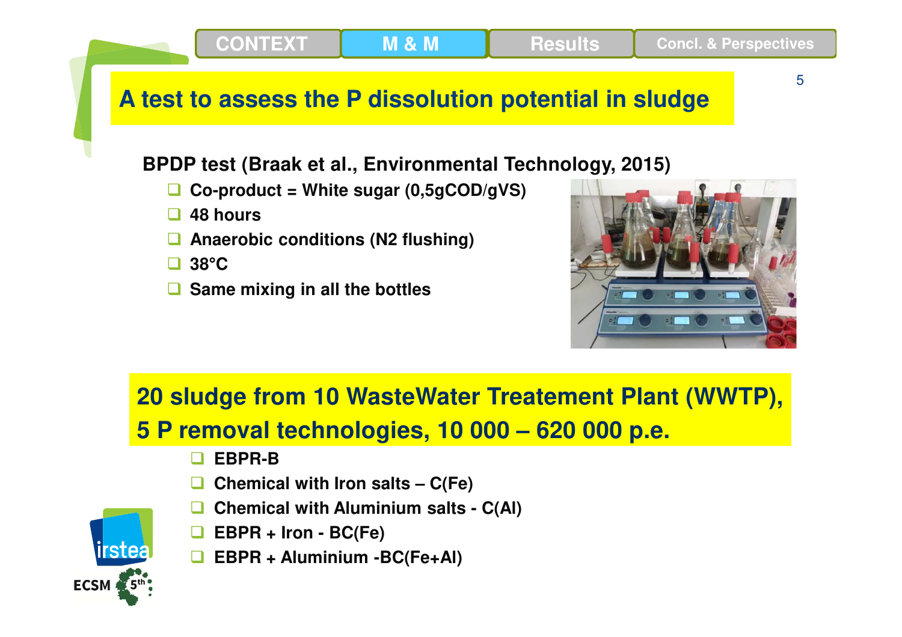CONTEXT | M & M | Results | Concl. & Perspectives

# A test to assess the P dissolution potential in sludge

**BPDP test (Braak et al., Environmental Technology, 2015)**

- **Co-product = White sugar (0,5gCOD/gVS)**
- **48 hours**
- **Anaerobic conditions (N2 flushing)**
- **38°C**
- **Same mixing in all the bottles**

## 20 sludge from 10 WasteWater Treatement Plant (WWTP), 5 P removal technologies, 10 000 – 620 000 p.e.

- **EBPR-B**
- **Chemical with Iron salts – C(Fe)**
- **Chemical with Aluminium salts - C(Al)**
- **EBPR + Iron - BC(Fe)**
- **EBPR + Aluminium -BC(Fe+Al)**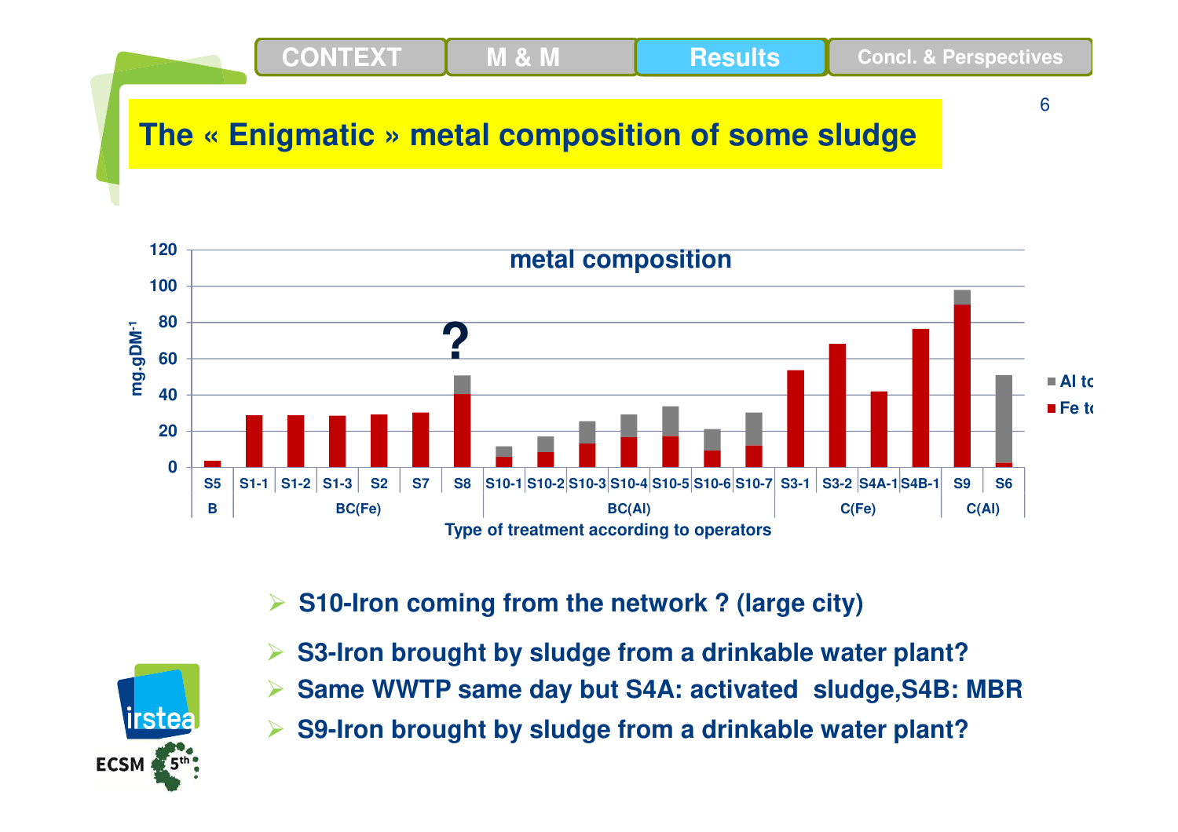## The « Enigmatic » metal composition of some sludge

**metal composition**

| Type of treatment | Sample |
| --- | --- |
| B | S5 |
| BC(Fe) | S1-1, S1-2, S1-3, S2, S7, S8 |
| BC(Al) | S10-1, S10-2, S10-3, S10-4, S10-5, S10-6, S10-7 |
| C(Fe) | S3-1, S3-2, S4A-1, S4B-1 |
| C(Al) | S9, S6 |

Y-axis: mg.gDM$^{-1}$ (0–120); X-axis: Type of treatment according to operators. Legend: Al to…, Fe to…

?

- **S10-Iron coming from the network ? (large city)**
- **S3-Iron brought by sludge from a drinkable water plant?**
- **Same WWTP same day but S4A: activated sludge,S4B: MBR**
- **S9-Iron brought by sludge from a drinkable water plant?**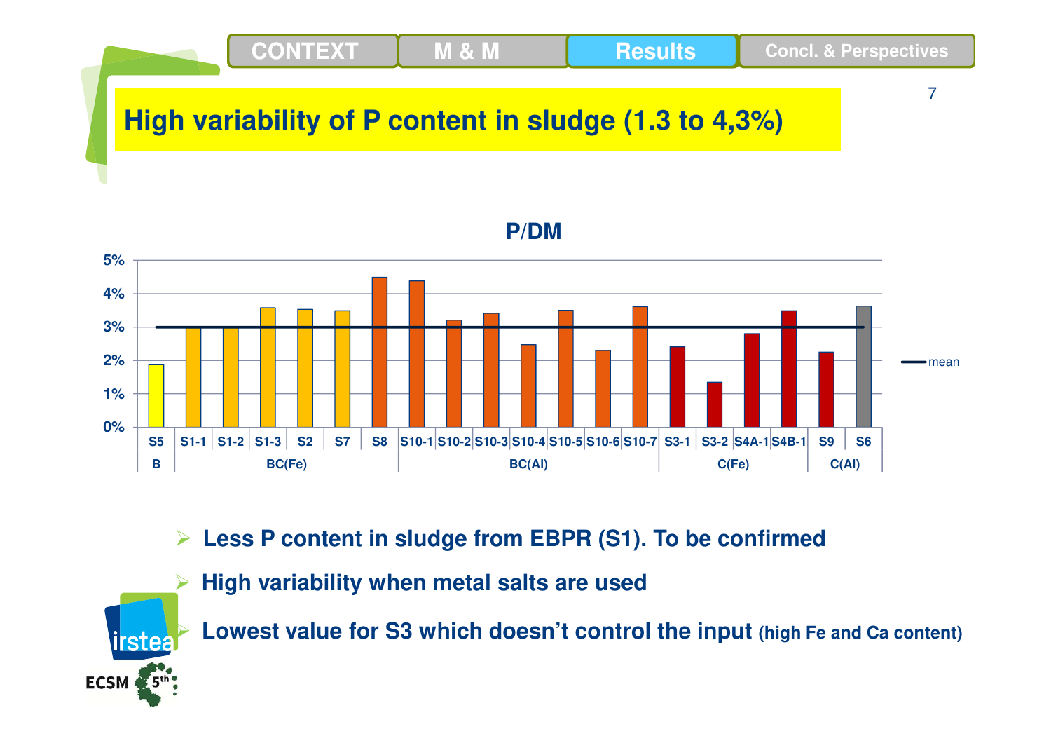CONTEXT | M & M | **Results** | Concl. & Perspectives

# High variability of P content in sludge (1.3 to 4,3%)

**P/DM**

| Group | Sample | P/DM (approx.) |
|---|---|---|
| B | S5 | ~1.9% |
| BC(Fe) | S1-1 | ~3.0% |
| BC(Fe) | S1-2 | ~3.0% |
| BC(Fe) | S1-3 | ~3.6% |
| BC(Fe) | S2 | ~3.5% |
| BC(Fe) | S7 | ~3.5% |
| BC(Fe) | S8 | ~4.5% |
| BC(Al) | S10-1 | ~4.4% |
| BC(Al) | S10-2 | ~3.2% |
| BC(Al) | S10-3 | ~3.4% |
| BC(Al) | S10-4 | ~2.5% |
| BC(Al) | S10-5 | ~3.5% |
| BC(Al) | S10-6 | ~2.3% |
| BC(Al) | S10-7 | ~3.6% |
| C(Fe) | S3-1 | ~2.4% |
| C(Fe) | S3-2 | ~1.3% |
| C(Fe) | S4A-1 | ~2.8% |
| C(Fe) | S4B-1 | ~3.5% |
| C(Al) | S9 | ~2.2% |
| C(Al) | S6 | ~3.6% |

mean: ~3%

- **Less P content in sludge from EBPR (S1). To be confirmed**
- **High variability when metal salts are used**
- **Lowest value for S3 which doesn't control the input (high Fe and Ca content)**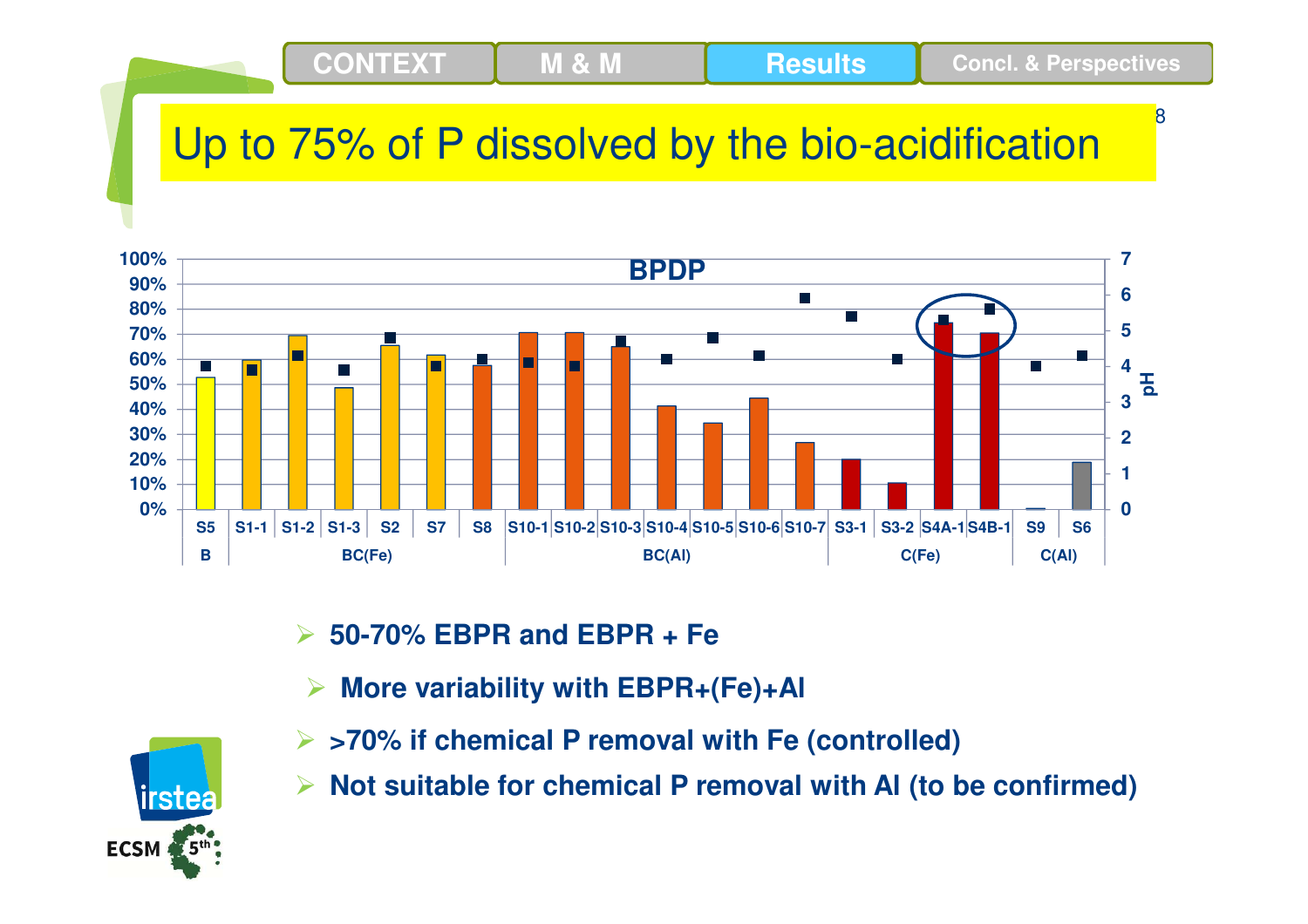# Up to 75% of P dissolved by the bio-acidification

**BPDP**

| Group | Sample | P dissolved (%) | pH |
|---|---|---|---|
| B | S5 | ~53% | ~4.0 |
| BC(Fe) | S1-1 | ~60% | ~3.9 |
| BC(Fe) | S1-2 | ~70% | ~4.3 |
| BC(Fe) | S1-3 | ~49% | ~3.9 |
| BC(Fe) | S2 | ~66% | ~4.8 |
| BC(Fe) | S7 | ~62% | ~4.0 |
| BC(Al) | S8 | ~58% | ~4.2 |
| BC(Al) | S10-1 | ~71% | ~4.1 |
| BC(Al) | S10-2 | ~71% | ~4.0 |
| BC(Al) | S10-3 | ~65% | ~4.7 |
| BC(Al) | S10-4 | ~41% | ~4.2 |
| BC(Al) | S10-5 | ~35% | ~4.8 |
| BC(Al) | S10-6 | ~45% | ~4.3 |
| BC(Al) | S10-7 | ~27% | ~5.9 |
| C(Fe) | S3-1 | ~20% | ~5.4 |
| C(Fe) | S3-2 | ~11% | ~4.2 |
| C(Fe) | S4A-1 | ~75% | ~5.3 |
| C(Fe) | S4B-1 | ~71% | ~5.6 |
| C(Al) | S9 | ~0% | ~4.0 |
| C(Al) | S6 | ~19% | ~4.3 |

- **50-70% EBPR and EBPR + Fe**
  - **More variability with EBPR+(Fe)+Al**
- **>70% if chemical P removal with Fe (controlled)**
- **Not suitable for chemical P removal with Al (to be confirmed)**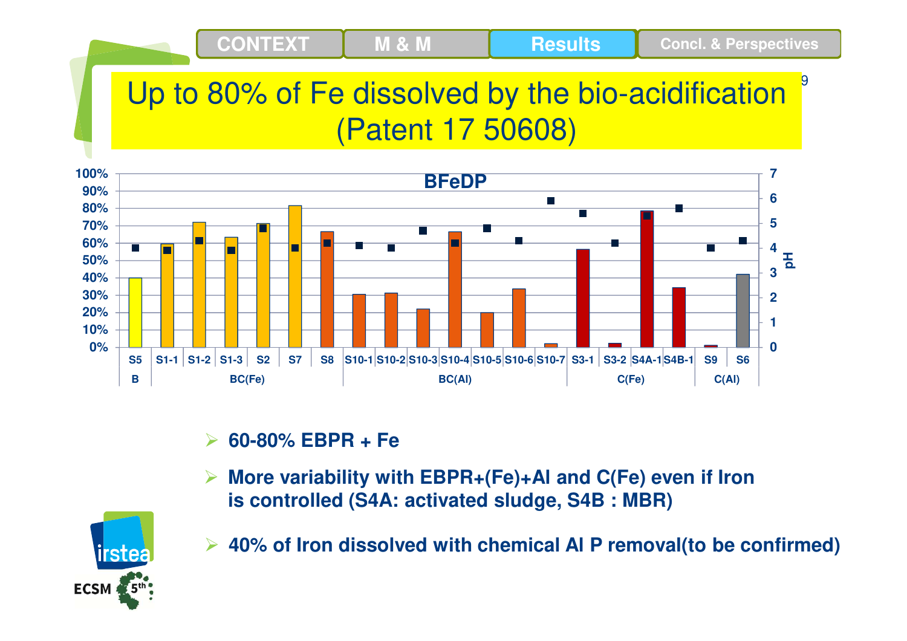# Up to 80% of Fe dissolved by the bio-acidification (Patent 17 50608)

**BFeDP**

| Group | Sample | BFeDP (%) | pH |
|---|---|---|---|
| B | S5 | 40% | 4.0 |
| BC(Fe) | S1-1 | 60% | 3.9 |
| BC(Fe) | S1-2 | 72% | 4.3 |
| BC(Fe) | S1-3 | 63% | 3.9 |
| BC(Fe) | S2 | 71% | 4.8 |
| BC(Fe) | S7 | 81% | 4.0 |
| BC(Al) | S8 | 66% | 4.2 |
| BC(Al) | S10-1 | 30% | 4.1 |
| BC(Al) | S10-2 | 31% | 4.0 |
| BC(Al) | S10-3 | 22% | 4.7 |
| BC(Al) | S10-4 | 66% | 4.2 |
| BC(Al) | S10-5 | 20% | 4.8 |
| BC(Al) | S10-6 | 33% | 4.3 |
| BC(Al) | S10-7 | 2% | 5.9 |
| C(Fe) | S3-1 | 56% | 5.4 |
| C(Fe) | S3-2 | 2% | 4.2 |
| C(Fe) | S4A-1 | 78% | 5.3 |
| C(Fe) | S4B-1 | 34% | 5.6 |
| C(Al) | S9 | 1% | 4.0 |
| C(Al) | S6 | 42% | 4.3 |

- **60-80% EBPR + Fe**
- **More variability with EBPR+(Fe)+Al and C(Fe) even if Iron is controlled (S4A: activated sludge, S4B : MBR)**
- **40% of Iron dissolved with chemical Al P removal(to be confirmed)**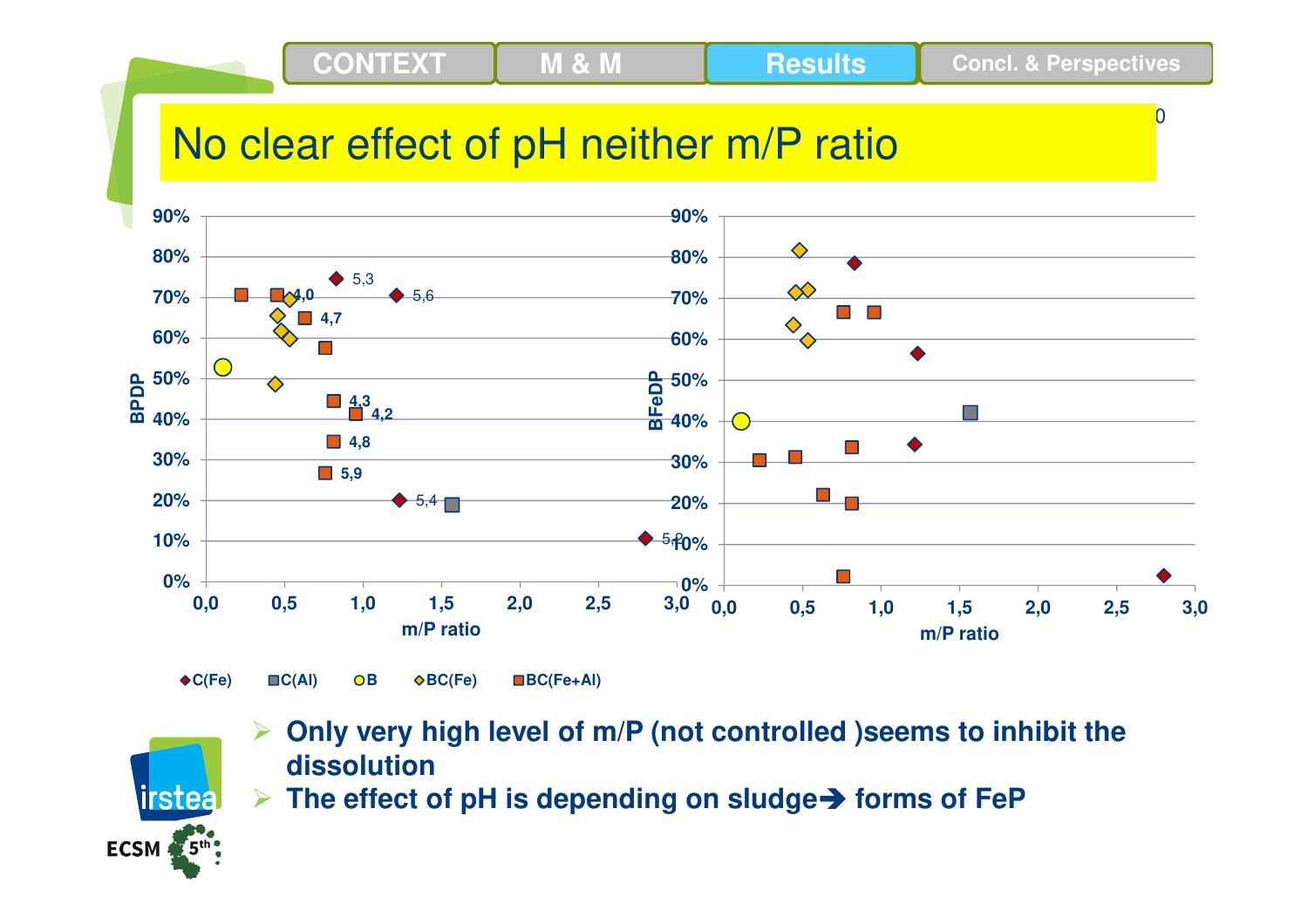# No clear effect of pH neither m/P ratio

C(Fe) | C(Al) | B | BC(Fe) | BC(Fe+Al)

- Only very high level of m/P (not controlled )seems to inhibit the dissolution
- The effect of pH is depending on sludge→ forms of FeP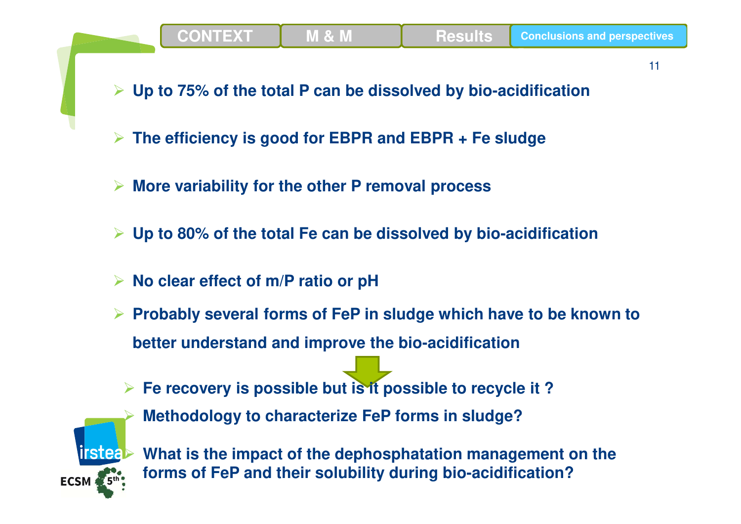- Up to 75% of the total P can be dissolved by bio-acidification
- The efficiency is good for EBPR and EBPR + Fe sludge
- More variability for the other P removal process
- Up to 80% of the total Fe can be dissolved by bio-acidification
- No clear effect of m/P ratio or pH
- Probably several forms of FeP in sludge which have to be known to better understand and improve the bio-acidification
  - Fe recovery is possible but is it possible to recycle it ?
  - Methodology to characterize FeP forms in sludge?
  - What is the impact of the dephosphatation management on the forms of FeP and their solubility during bio-acidification?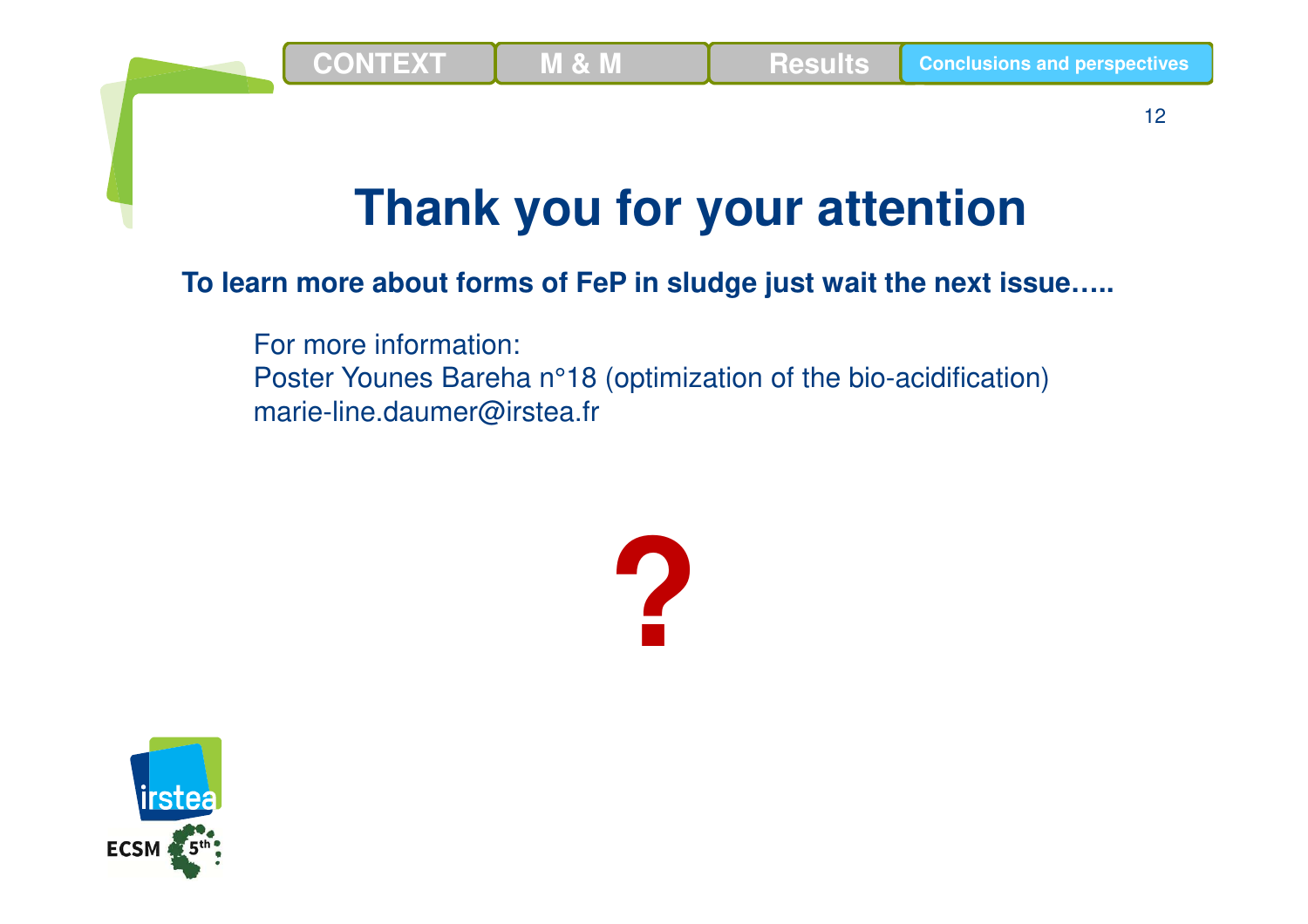CONTEXT | M & M | Results | Conclusions and perspectives

# Thank you for your attention

**To learn more about forms of FeP in sludge just wait the next issue…..**

For more information:
Poster Younes Bareha n°18 (optimization of the bio-acidification)
marie-line.daumer@irstea.fr

?

irstea

ECSM 5th